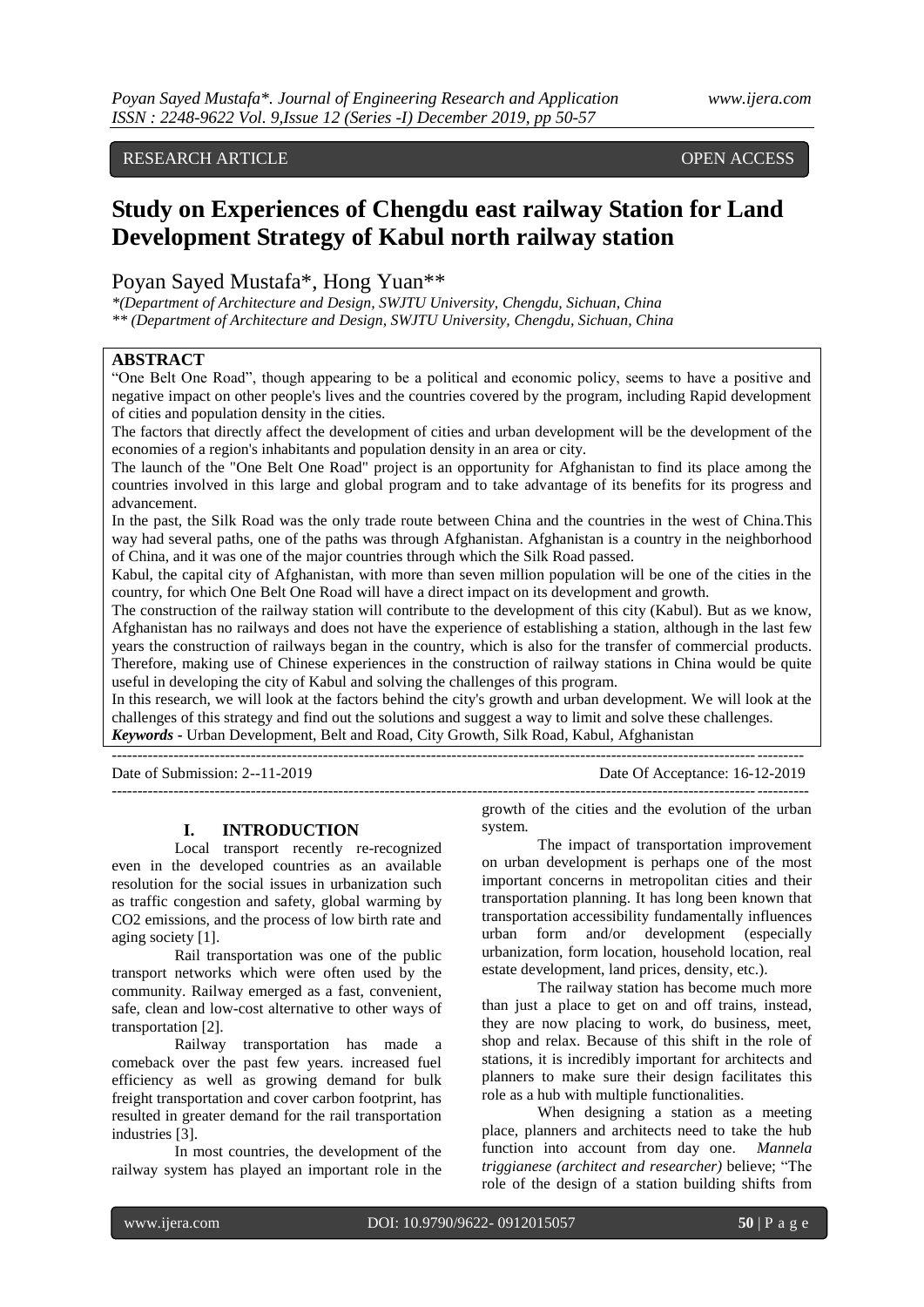RESEARCH ARTICLE OPEN ACCESS

# Study on Experiences of Chengdu east railway Station for Land Development Strategy of Kabul north railway station

Poyan Sayed Mustafa*, Hong Yuan**

*\*(Department of Architecture and Design, SWJTU University, Chengdu, Sichuan, China*
*\*\* (Department of Architecture and Design, SWJTU University, Chengdu, Sichuan, China*

## ABSTRACT

"One Belt One Road", though appearing to be a political and economic policy, seems to have a positive and negative impact on other people's lives and the countries covered by the program, including Rapid development of cities and population density in the cities.

The factors that directly affect the development of cities and urban development will be the development of the economies of a region's inhabitants and population density in an area or city.

The launch of the "One Belt One Road" project is an opportunity for Afghanistan to find its place among the countries involved in this large and global program and to take advantage of its benefits for its progress and advancement.

In the past, the Silk Road was the only trade route between China and the countries in the west of China.This way had several paths, one of the paths was through Afghanistan. Afghanistan is a country in the neighborhood of China, and it was one of the major countries through which the Silk Road passed.

Kabul, the capital city of Afghanistan, with more than seven million population will be one of the cities in the country, for which One Belt One Road will have a direct impact on its development and growth.

The construction of the railway station will contribute to the development of this city (Kabul). But as we know, Afghanistan has no railways and does not have the experience of establishing a station, although in the last few years the construction of railways began in the country, which is also for the transfer of commercial products. Therefore, making use of Chinese experiences in the construction of railway stations in China would be quite useful in developing the city of Kabul and solving the challenges of this program.

In this research, we will look at the factors behind the city's growth and urban development. We will look at the challenges of this strategy and find out the solutions and suggest a way to limit and solve these challenges.

***Keywords* -** Urban Development, Belt and Road, City Growth, Silk Road, Kabul, Afghanistan

Date of Submission: 2--11-2019 Date Of Acceptance: 16-12-2019

## I. INTRODUCTION

Local transport recently re-recognized even in the developed countries as an available resolution for the social issues in urbanization such as traffic congestion and safety, global warming by CO2 emissions, and the process of low birth rate and aging society [1].

Rail transportation was one of the public transport networks which were often used by the community. Railway emerged as a fast, convenient, safe, clean and low-cost alternative to other ways of transportation [2].

Railway transportation has made a comeback over the past few years. increased fuel efficiency as well as growing demand for bulk freight transportation and cover carbon footprint, has resulted in greater demand for the rail transportation industries [3].

In most countries, the development of the railway system has played an important role in the growth of the cities and the evolution of the urban system.

The impact of transportation improvement on urban development is perhaps one of the most important concerns in metropolitan cities and their transportation planning. It has long been known that transportation accessibility fundamentally influences urban form and/or development (especially urbanization, form location, household location, real estate development, land prices, density, etc.).

The railway station has become much more than just a place to get on and off trains, instead, they are now placing to work, do business, meet, shop and relax. Because of this shift in the role of stations, it is incredibly important for architects and planners to make sure their design facilitates this role as a hub with multiple functionalities.

When designing a station as a meeting place, planners and architects need to take the hub function into account from day one. *Mannela triggianese (architect and researcher)* believe; "The role of the design of a station building shifts from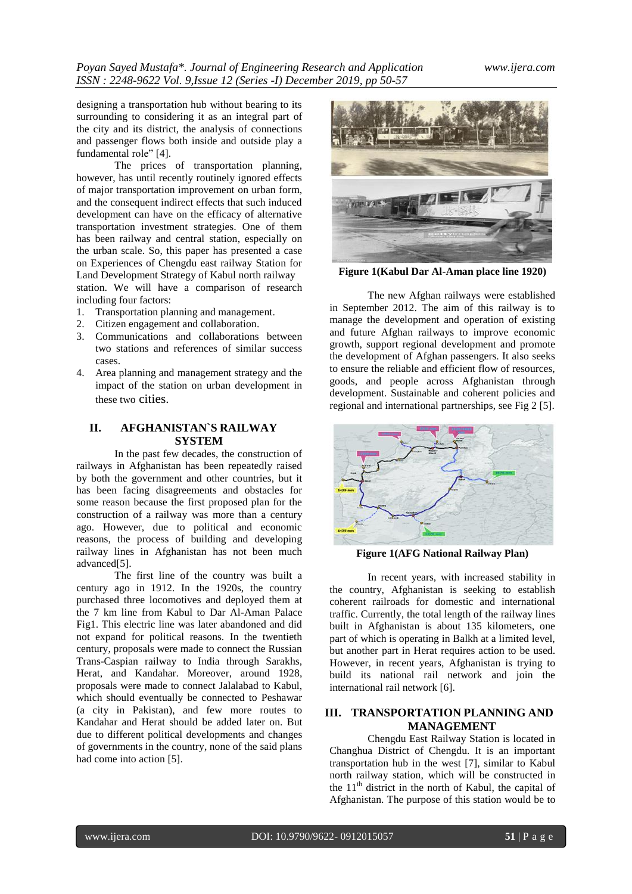designing a transportation hub without bearing to its surrounding to considering it as an integral part of the city and its district, the analysis of connections and passenger flows both inside and outside play a fundamental role" [4].

The prices of transportation planning, however, has until recently routinely ignored effects of major transportation improvement on urban form, and the consequent indirect effects that such induced development can have on the efficacy of alternative transportation investment strategies. One of them has been railway and central station, especially on the urban scale. So, this paper has presented a case on Experiences of Chengdu east railway Station for Land Development Strategy of Kabul north railway station. We will have a comparison of research including four factors:

1. Transportation planning and management.
2. Citizen engagement and collaboration.
3. Communications and collaborations between two stations and references of similar success cases.
4. Area planning and management strategy and the impact of the station on urban development in these two cities.

## II. AFGHANISTAN`S RAILWAY SYSTEM

In the past few decades, the construction of railways in Afghanistan has been repeatedly raised by both the government and other countries, but it has been facing disagreements and obstacles for some reason because the first proposed plan for the construction of a railway was more than a century ago. However, due to political and economic reasons, the process of building and developing railway lines in Afghanistan has not been much advanced[5].

The first line of the country was built a century ago in 1912. In the 1920s, the country purchased three locomotives and deployed them at the 7 km line from Kabul to Dar Al-Aman Palace Fig1. This electric line was later abandoned and did not expand for political reasons. In the twentieth century, proposals were made to connect the Russian Trans-Caspian railway to India through Sarakhs, Herat, and Kandahar. Moreover, around 1928, proposals were made to connect Jalalabad to Kabul, which should eventually be connected to Peshawar (a city in Pakistan), and few more routes to Kandahar and Herat should be added later on. But due to different political developments and changes of governments in the country, none of the said plans had come into action [5].

**Figure 1(Kabul Dar Al-Aman place line 1920)**

The new Afghan railways were established in September 2012. The aim of this railway is to manage the development and operation of existing and future Afghan railways to improve economic growth, support regional development and promote the development of Afghan passengers. It also seeks to ensure the reliable and efficient flow of resources, goods, and people across Afghanistan through development. Sustainable and coherent policies and regional and international partnerships, see Fig 2 [5].

**Figure 1(AFG National Railway Plan)**

In recent years, with increased stability in the country, Afghanistan is seeking to establish coherent railroads for domestic and international traffic. Currently, the total length of the railway lines built in Afghanistan is about 135 kilometers, one part of which is operating in Balkh at a limited level, but another part in Herat requires action to be used. However, in recent years, Afghanistan is trying to build its national rail network and join the international rail network [6].

## III. TRANSPORTATION PLANNING AND MANAGEMENT

Chengdu East Railway Station is located in Changhua District of Chengdu. It is an important transportation hub in the west [7], similar to Kabul north railway station, which will be constructed in the 11[th] district in the north of Kabul, the capital of Afghanistan. The purpose of this station would be to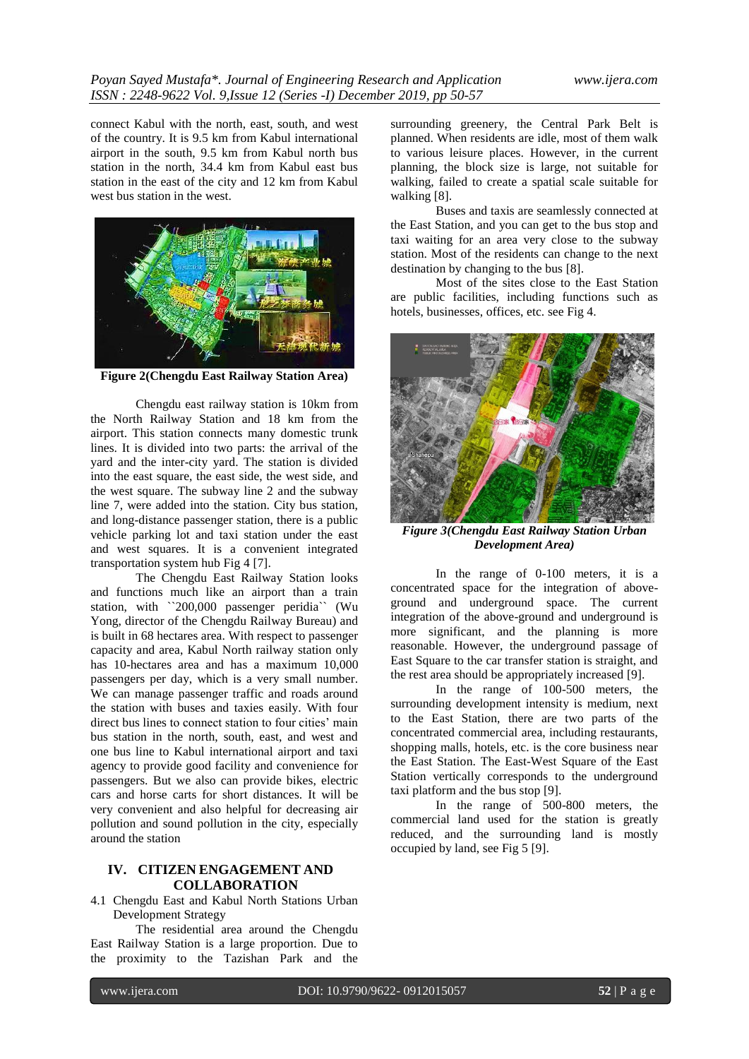connect Kabul with the north, east, south, and west of the country. It is 9.5 km from Kabul international airport in the south, 9.5 km from Kabul north bus station in the north, 34.4 km from Kabul east bus station in the east of the city and 12 km from Kabul west bus station in the west.

**Figure 2(Chengdu East Railway Station Area)**

Chengdu east railway station is 10km from the North Railway Station and 18 km from the airport. This station connects many domestic trunk lines. It is divided into two parts: the arrival of the yard and the inter-city yard. The station is divided into the east square, the east side, the west side, and the west square. The subway line 2 and the subway line 7, were added into the station. City bus station, and long-distance passenger station, there is a public vehicle parking lot and taxi station under the east and west squares. It is a convenient integrated transportation system hub Fig 4 [7].

The Chengdu East Railway Station looks and functions much like an airport than a train station, with ``200,000 passenger peridia`` (Wu Yong, director of the Chengdu Railway Bureau) and is built in 68 hectares area. With respect to passenger capacity and area, Kabul North railway station only has 10-hectares area and has a maximum 10,000 passengers per day, which is a very small number. We can manage passenger traffic and roads around the station with buses and taxies easily. With four direct bus lines to connect station to four cities' main bus station in the north, south, east, and west and one bus line to Kabul international airport and taxi agency to provide good facility and convenience for passengers. But we also can provide bikes, electric cars and horse carts for short distances. It will be very convenient and also helpful for decreasing air pollution and sound pollution in the city, especially around the station

## IV. CITIZEN ENGAGEMENT AND COLLABORATION

4.1 Chengdu East and Kabul North Stations Urban Development Strategy

The residential area around the Chengdu East Railway Station is a large proportion. Due to the proximity to the Tazishan Park and the surrounding greenery, the Central Park Belt is planned. When residents are idle, most of them walk to various leisure places. However, in the current planning, the block size is large, not suitable for walking, failed to create a spatial scale suitable for walking [8].

Buses and taxis are seamlessly connected at the East Station, and you can get to the bus stop and taxi waiting for an area very close to the subway station. Most of the residents can change to the next destination by changing to the bus [8].

Most of the sites close to the East Station are public facilities, including functions such as hotels, businesses, offices, etc. see Fig 4.

***Figure 3(Chengdu East Railway Station Urban Development Area)***

In the range of 0-100 meters, it is a concentrated space for the integration of above-ground and underground space. The current integration of the above-ground and underground is more significant, and the planning is more reasonable. However, the underground passage of East Square to the car transfer station is straight, and the rest area should be appropriately increased [9].

In the range of 100-500 meters, the surrounding development intensity is medium, next to the East Station, there are two parts of the concentrated commercial area, including restaurants, shopping malls, hotels, etc. is the core business near the East Station. The East-West Square of the East Station vertically corresponds to the underground taxi platform and the bus stop [9].

In the range of 500-800 meters, the commercial land used for the station is greatly reduced, and the surrounding land is mostly occupied by land, see Fig 5 [9].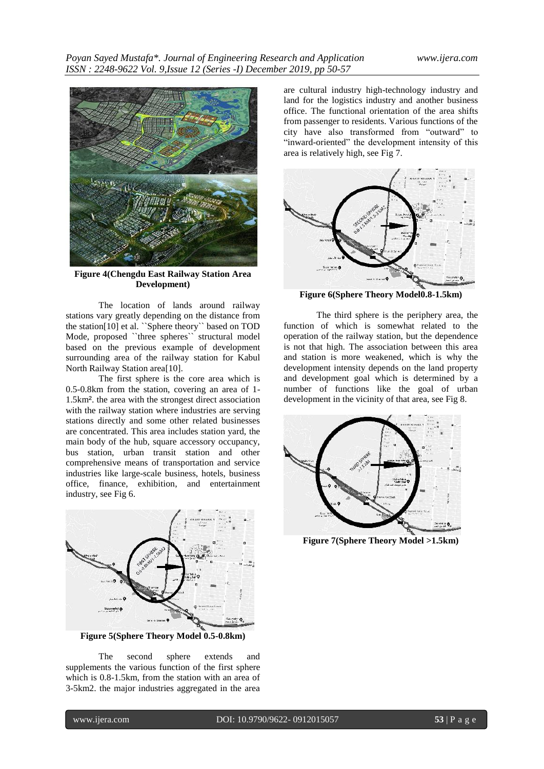**Figure 4(Chengdu East Railway Station Area Development)**

The location of lands around railway stations vary greatly depending on the distance from the station[10] et al. ``Sphere theory`` based on TOD Mode, proposed ``three spheres`` structural model based on the previous example of development surrounding area of the railway station for Kabul North Railway Station area[10].

The first sphere is the core area which is 0.5-0.8km from the station, covering an area of 1-1.5km². the area with the strongest direct association with the railway station where industries are serving stations directly and some other related businesses are concentrated. This area includes station yard, the main body of the hub, square accessory occupancy, bus station, urban transit station and other comprehensive means of transportation and service industries like large-scale business, hotels, business office, finance, exhibition, and entertainment industry, see Fig 6.

**Figure 5(Sphere Theory Model 0.5-0.8km)**

The second sphere extends and supplements the various function of the first sphere which is 0.8-1.5km, from the station with an area of 3-5km2. the major industries aggregated in the area are cultural industry high-technology industry and land for the logistics industry and another business office. The functional orientation of the area shifts from passenger to residents. Various functions of the city have also transformed from "outward" to "inward-oriented" the development intensity of this area is relatively high, see Fig 7.

**Figure 6(Sphere Theory Model0.8-1.5km)**

The third sphere is the periphery area, the function of which is somewhat related to the operation of the railway station, but the dependence is not that high. The association between this area and station is more weakened, which is why the development intensity depends on the land property and development goal which is determined by a number of functions like the goal of urban development in the vicinity of that area, see Fig 8.

**Figure 7(Sphere Theory Model >1.5km)**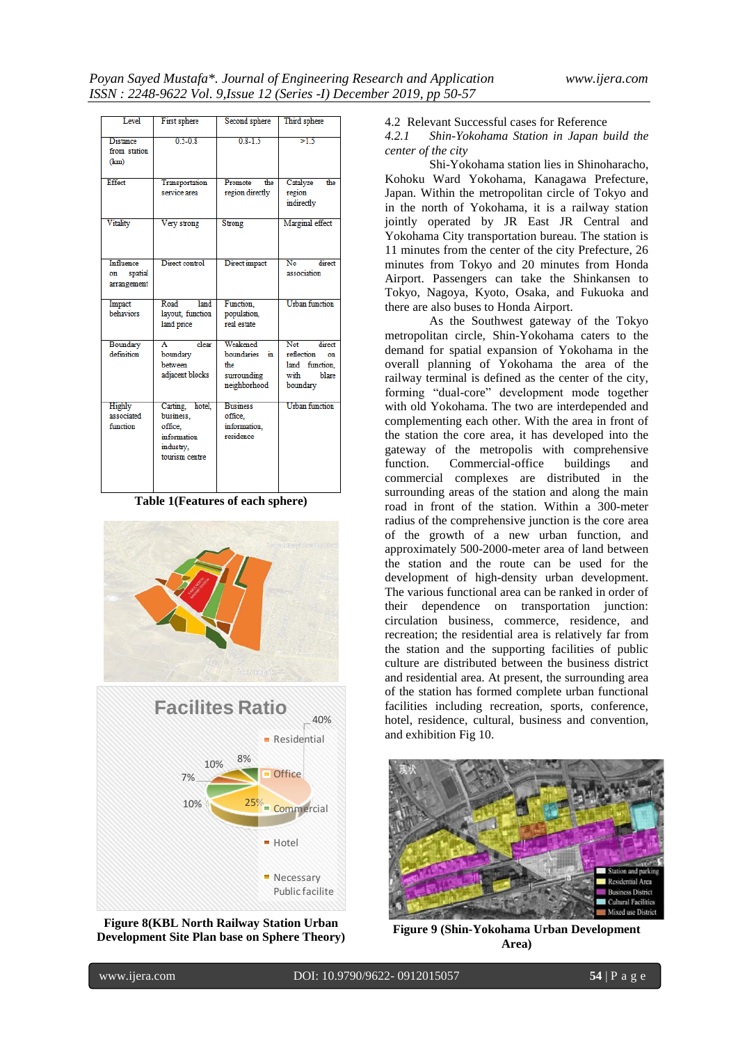| Level | First sphere | Second sphere | Third sphere |
|---|---|---|---|
| Distance from station (km) | 0.5-0.8 | 0.8-1.5 | >1.5 |
| Effect | Transportation service area | Promote the region directly | Catalyze the region indirectly |
| Vitality | Very strong | Strong | Marginal effect |
| Influence on spatial arrangement | Direct control | Direct impact | No direct association |
| Impact behaviors | Road land layout, function land price | Function, population, real estate | Urban function |
| Boundary definition | A clear boundary between adjacent blocks | Weakened boundaries in the surrounding neighborhood | Not direct reflection on land function, with blare boundary |
| Highly associated function | Carting, hotel, business, office, information industry, tourism centre | Business office, information, residence | Urban function |

**Table 1(Features of each sphere)**

**Figure 8(KBL North Railway Station Urban Development Site Plan base on Sphere Theory)**

### 4.2 Relevant Successful cases for Reference

#### *4.2.1 Shin-Yokohama Station in Japan build the center of the city*

Shi-Yokohama station lies in Shinoharacho, Kohoku Ward Yokohama, Kanagawa Prefecture, Japan. Within the metropolitan circle of Tokyo and in the north of Yokohama, it is a railway station jointly operated by JR East JR Central and Yokohama City transportation bureau. The station is 11 minutes from the center of the city Prefecture, 26 minutes from Tokyo and 20 minutes from Honda Airport. Passengers can take the Shinkansen to Tokyo, Nagoya, Kyoto, Osaka, and Fukuoka and there are also buses to Honda Airport.

As the Southwest gateway of the Tokyo metropolitan circle, Shin-Yokohama caters to the demand for spatial expansion of Yokohama in the overall planning of Yokohama the area of the railway terminal is defined as the center of the city, forming "dual-core" development mode together with old Yokohama. The two are interdepended and complementing each other. With the area in front of the station the core area, it has developed into the gateway of the metropolis with comprehensive function. Commercial-office buildings and commercial complexes are distributed in the surrounding areas of the station and along the main road in front of the station. Within a 300-meter radius of the comprehensive junction is the core area of the growth of a new urban function, and approximately 500-2000-meter area of land between the station and the route can be used for the development of high-density urban development. The various functional area can be ranked in order of their dependence on transportation junction: circulation business, commerce, residence, and recreation; the residential area is relatively far from the station and the supporting facilities of public culture are distributed between the business district and residential area. At present, the surrounding area of the station has formed complete urban functional facilities including recreation, sports, conference, hotel, residence, cultural, business and convention, and exhibition Fig 10.

**Figure 9 (Shin-Yokohama Urban Development Area)**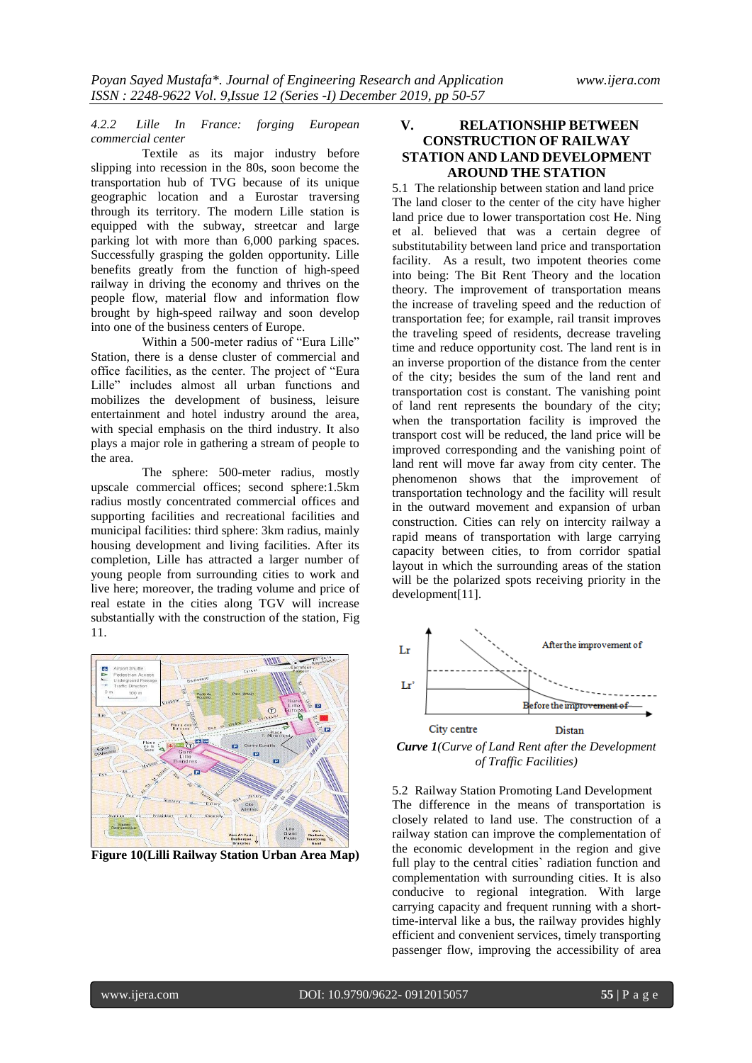*4.2.2 Lille In France: forging European commercial center*

Textile as its major industry before slipping into recession in the 80s, soon become the transportation hub of TVG because of its unique geographic location and a Eurostar traversing through its territory. The modern Lille station is equipped with the subway, streetcar and large parking lot with more than 6,000 parking spaces. Successfully grasping the golden opportunity. Lille benefits greatly from the function of high-speed railway in driving the economy and thrives on the people flow, material flow and information flow brought by high-speed railway and soon develop into one of the business centers of Europe.

Within a 500-meter radius of "Eura Lille" Station, there is a dense cluster of commercial and office facilities, as the center. The project of "Eura Lille" includes almost all urban functions and mobilizes the development of business, leisure entertainment and hotel industry around the area, with special emphasis on the third industry. It also plays a major role in gathering a stream of people to the area.

The sphere: 500-meter radius, mostly upscale commercial offices; second sphere:1.5km radius mostly concentrated commercial offices and supporting facilities and recreational facilities and municipal facilities: third sphere: 3km radius, mainly housing development and living facilities. After its completion, Lille has attracted a larger number of young people from surrounding cities to work and live here; moreover, the trading volume and price of real estate in the cities along TGV will increase substantially with the construction of the station, Fig 11.

**Figure 10(Lilli Railway Station Urban Area Map)**

## V. RELATIONSHIP BETWEEN CONSTRUCTION OF RAILWAY STATION AND LAND DEVELOPMENT AROUND THE STATION

5.1 The relationship between station and land price

The land closer to the center of the city have higher land price due to lower transportation cost He. Ning et al. believed that was a certain degree of substitutability between land price and transportation facility. As a result, two impotent theories come into being: The Bit Rent Theory and the location theory. The improvement of transportation means the increase of traveling speed and the reduction of transportation fee; for example, rail transit improves the traveling speed of residents, decrease traveling time and reduce opportunity cost. The land rent is in an inverse proportion of the distance from the center of the city; besides the sum of the land rent and transportation cost is constant. The vanishing point of land rent represents the boundary of the city; when the transportation facility is improved the transport cost will be reduced, the land price will be improved corresponding and the vanishing point of land rent will move far away from city center. The phenomenon shows that the improvement of transportation technology and the facility will result in the outward movement and expansion of urban construction. Cities can rely on intercity railway a rapid means of transportation with large carrying capacity between cities, to from corridor spatial layout in which the surrounding areas of the station will be the polarized spots receiving priority in the development[11].

*Curve 1(Curve of Land Rent after the Development of Traffic Facilities)*

5.2 Railway Station Promoting Land Development

The difference in the means of transportation is closely related to land use. The construction of a railway station can improve the complementation of the economic development in the region and give full play to the central cities` radiation function and complementation with surrounding cities. It is also conducive to regional integration. With large carrying capacity and frequent running with a short-time-interval like a bus, the railway provides highly efficient and convenient services, timely transporting passenger flow, improving the accessibility of area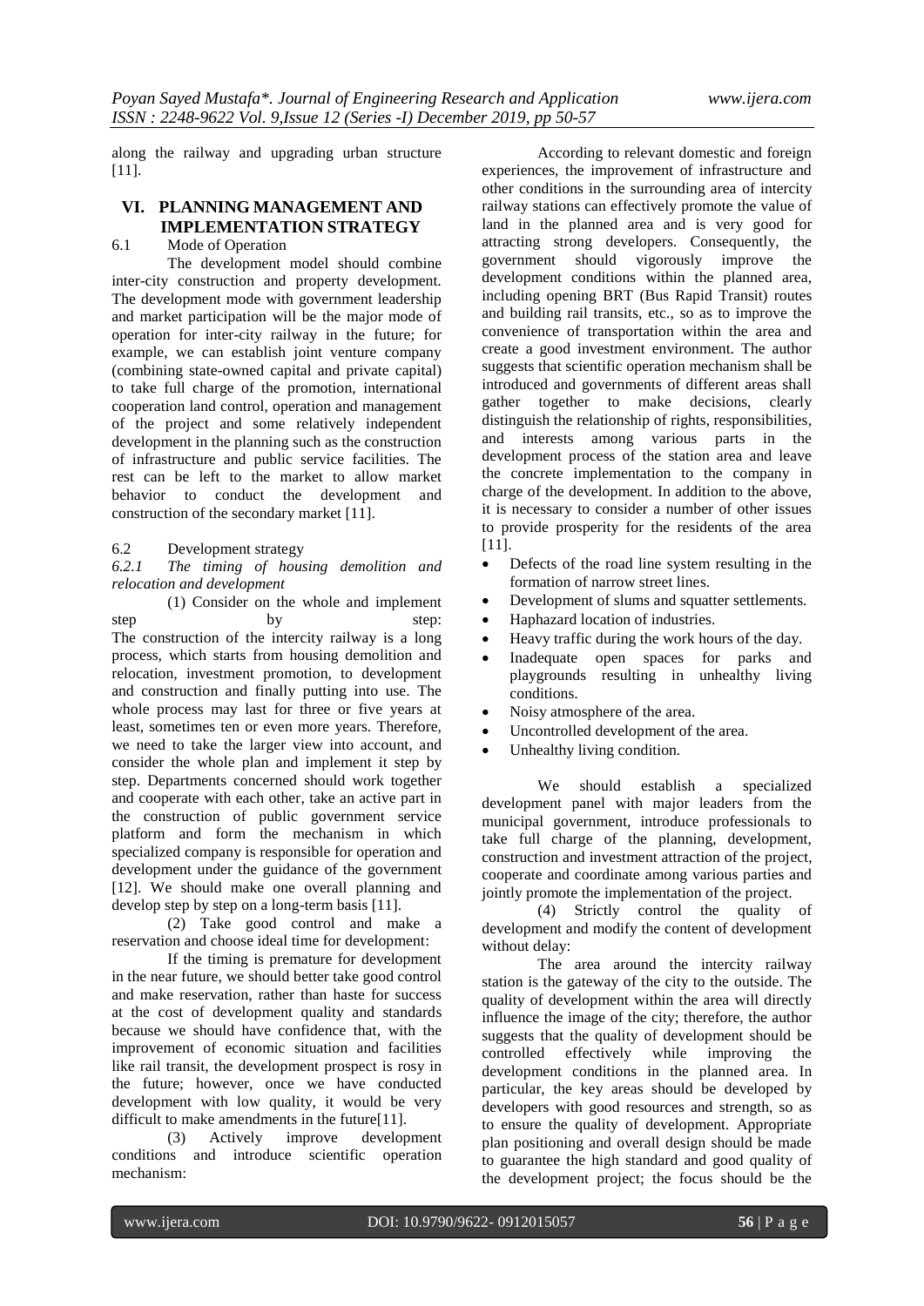along the railway and upgrading urban structure [11].

## VI. PLANNING MANAGEMENT AND IMPLEMENTATION STRATEGY

### 6.1 Mode of Operation

The development model should combine inter-city construction and property development. The development mode with government leadership and market participation will be the major mode of operation for inter-city railway in the future; for example, we can establish joint venture company (combining state-owned capital and private capital) to take full charge of the promotion, international cooperation land control, operation and management of the project and some relatively independent development in the planning such as the construction of infrastructure and public service facilities. The rest can be left to the market to allow market behavior to conduct the development and construction of the secondary market [11].

### 6.2 Development strategy

#### *6.2.1 The timing of housing demolition and relocation and development*

(1) Consider on the whole and implement step by step: The construction of the intercity railway is a long process, which starts from housing demolition and relocation, investment promotion, to development and construction and finally putting into use. The whole process may last for three or five years at least, sometimes ten or even more years. Therefore, we need to take the larger view into account, and consider the whole plan and implement it step by step. Departments concerned should work together and cooperate with each other, take an active part in the construction of public government service platform and form the mechanism in which specialized company is responsible for operation and development under the guidance of the government [12]. We should make one overall planning and develop step by step on a long-term basis [11].

(2) Take good control and make a reservation and choose ideal time for development:

If the timing is premature for development in the near future, we should better take good control and make reservation, rather than haste for success at the cost of development quality and standards because we should have confidence that, with the improvement of economic situation and facilities like rail transit, the development prospect is rosy in the future; however, once we have conducted development with low quality, it would be very difficult to make amendments in the future[11].

(3) Actively improve development conditions and introduce scientific operation mechanism:

According to relevant domestic and foreign experiences, the improvement of infrastructure and other conditions in the surrounding area of intercity railway stations can effectively promote the value of land in the planned area and is very good for attracting strong developers. Consequently, the government should vigorously improve the development conditions within the planned area, including opening BRT (Bus Rapid Transit) routes and building rail transits, etc., so as to improve the convenience of transportation within the area and create a good investment environment. The author suggests that scientific operation mechanism shall be introduced and governments of different areas shall gather together to make decisions, clearly distinguish the relationship of rights, responsibilities, and interests among various parts in the development process of the station area and leave the concrete implementation to the company in charge of the development. In addition to the above, it is necessary to consider a number of other issues to provide prosperity for the residents of the area [11].

- Defects of the road line system resulting in the formation of narrow street lines.
- Development of slums and squatter settlements.
- Haphazard location of industries.
- Heavy traffic during the work hours of the day.
- Inadequate open spaces for parks and playgrounds resulting in unhealthy living conditions.
- Noisy atmosphere of the area.
- Uncontrolled development of the area.
- Unhealthy living condition.

We should establish a specialized development panel with major leaders from the municipal government, introduce professionals to take full charge of the planning, development, construction and investment attraction of the project, cooperate and coordinate among various parties and jointly promote the implementation of the project.

(4) Strictly control the quality of development and modify the content of development without delay:

The area around the intercity railway station is the gateway of the city to the outside. The quality of development within the area will directly influence the image of the city; therefore, the author suggests that the quality of development should be controlled effectively while improving the development conditions in the planned area. In particular, the key areas should be developed by developers with good resources and strength, so as to ensure the quality of development. Appropriate plan positioning and overall design should be made to guarantee the high standard and good quality of the development project; the focus should be the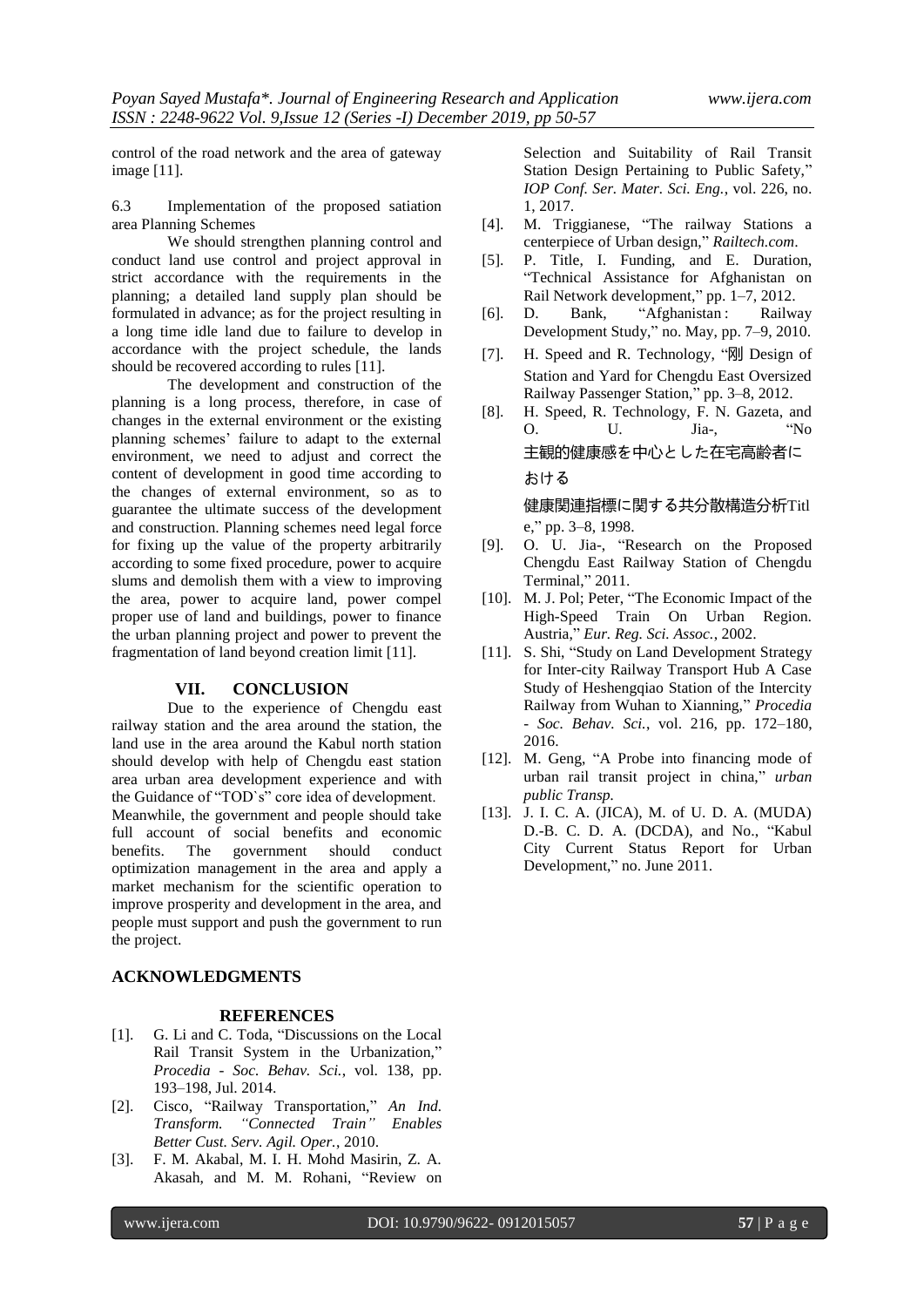control of the road network and the area of gateway image [11].

6.3 Implementation of the proposed satiation area Planning Schemes

We should strengthen planning control and conduct land use control and project approval in strict accordance with the requirements in the planning; a detailed land supply plan should be formulated in advance; as for the project resulting in a long time idle land due to failure to develop in accordance with the project schedule, the lands should be recovered according to rules [11].

The development and construction of the planning is a long process, therefore, in case of changes in the external environment or the existing planning schemes' failure to adapt to the external environment, we need to adjust and correct the content of development in good time according to the changes of external environment, so as to guarantee the ultimate success of the development and construction. Planning schemes need legal force for fixing up the value of the property arbitrarily according to some fixed procedure, power to acquire slums and demolish them with a view to improving the area, power to acquire land, power compel proper use of land and buildings, power to finance the urban planning project and power to prevent the fragmentation of land beyond creation limit [11].

## VII. CONCLUSION

Due to the experience of Chengdu east railway station and the area around the station, the land use in the area around the Kabul north station should develop with help of Chengdu east station area urban area development experience and with the Guidance of "TOD`s" core idea of development. Meanwhile, the government and people should take full account of social benefits and economic benefits. The government should conduct optimization management in the area and apply a market mechanism for the scientific operation to improve prosperity and development in the area, and people must support and push the government to run the project.

## ACKNOWLEDGMENTS

## REFERENCES

[1]. G. Li and C. Toda, "Discussions on the Local Rail Transit System in the Urbanization," *Procedia - Soc. Behav. Sci.*, vol. 138, pp. 193–198, Jul. 2014.

[2]. Cisco, "Railway Transportation," *An Ind. Transform. "Connected Train" Enables Better Cust. Serv. Agil. Oper.*, 2010.

[3]. F. M. Akabal, M. I. H. Mohd Masirin, Z. A. Akasah, and M. M. Rohani, "Review on Selection and Suitability of Rail Transit Station Design Pertaining to Public Safety," *IOP Conf. Ser. Mater. Sci. Eng.*, vol. 226, no. 1, 2017.

[4]. M. Triggianese, "The railway Stations a centerpiece of Urban design," *Railtech.com*.

[5]. P. Title, I. Funding, and E. Duration, "Technical Assistance for Afghanistan on Rail Network development," pp. 1–7, 2012.

[6]. D. Bank, "Afghanistan : Railway Development Study," no. May, pp. 7–9, 2010.

[7]. H. Speed and R. Technology, "刚 Design of Station and Yard for Chengdu East Oversized Railway Passenger Station," pp. 3–8, 2012.

[8]. H. Speed, R. Technology, F. N. Gazeta, and O. U. Jia-, "No 主観的健康感を中心とした在宅高齢者における 健康関連指標に関する共分散構造分析Title," pp. 3–8, 1998.

[9]. O. U. Jia-, "Research on the Proposed Chengdu East Railway Station of Chengdu Terminal," 2011.

[10]. M. J. Pol; Peter, "The Economic Impact of the High-Speed Train On Urban Region. Austria," *Eur. Reg. Sci. Assoc.*, 2002.

[11]. S. Shi, "Study on Land Development Strategy for Inter-city Railway Transport Hub A Case Study of Heshengqiao Station of the Intercity Railway from Wuhan to Xianning," *Procedia - Soc. Behav. Sci.*, vol. 216, pp. 172–180, 2016.

[12]. M. Geng, "A Probe into financing mode of urban rail transit project in china," *urban public Transp.*

[13]. J. I. C. A. (JICA), M. of U. D. A. (MUDA) D.-B. C. D. A. (DCDA), and No., "Kabul City Current Status Report for Urban Development," no. June 2011.